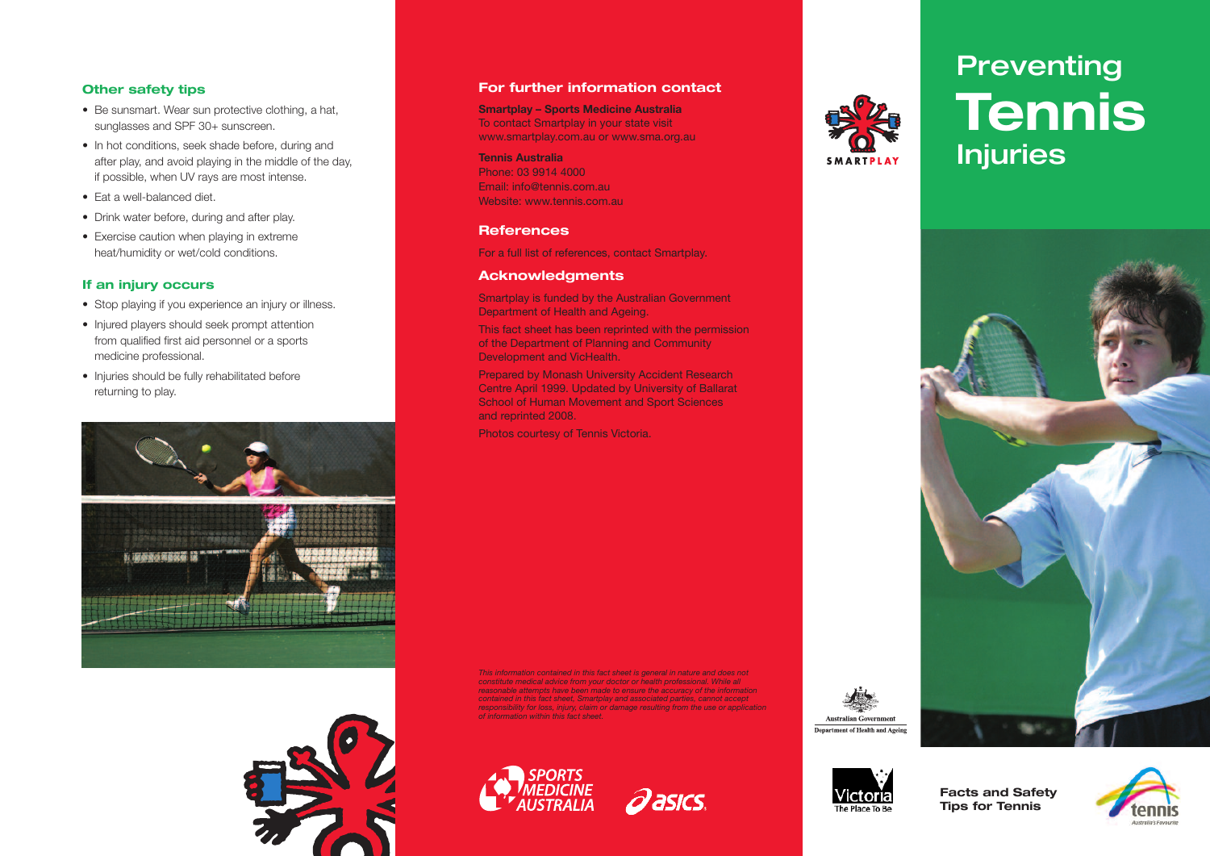## Other safety tips

- Be sunsmart. Wear sun protective clothing, a hat, sunglasses and SPF 30+ sunscreen.
- In hot conditions, seek shade before, during and after play, and avoid playing in the middle of the day, if possible, when UV rays are most intense.
- Eat a well-balanced diet.
- Drink water before, during and after play.
- Exercise caution when playing in extreme heat/humidity or wet/cold conditions.

## If an injury occurs

- Stop playing if you experience an injury or illness.
- Injured players should seek prompt attention from qualified first aid personnel or a sports medicine professional.
- Injuries should be fully rehabilitated before returning to play.

## For further information contact

**Smartplay – Sports Medicine Australia**
To contact Smartplay in your state visit www.smartplay.com.au or www.sma.org.au

**Tennis Australia**
Phone: 03 9914 4000
Email: info@tennis.com.au
Website: www.tennis.com.au

## References

For a full list of references, contact Smartplay.

## Acknowledgments

Smartplay is funded by the Australian Government Department of Health and Ageing.

This fact sheet has been reprinted with the permission of the Department of Planning and Community Development and VicHealth.

Prepared by Monash University Accident Research Centre April 1999. Updated by University of Ballarat School of Human Movement and Sport Sciences and reprinted 2008.

Photos courtesy of Tennis Victoria.

*This information contained in this fact sheet is general in nature and does not constitute medical advice from your doctor or health professional. While all reasonable attempts have been made to ensure the accuracy of the information contained in this fact sheet, Smartplay and associated parties, cannot accept responsibility for loss, injury, claim or damage resulting from the use or application of information within this fact sheet.*

SPORTS MEDICINE AUSTRALIA

asics

SMARTPLAY

Australian Government
Department of Health and Ageing

Victoria
The Place To Be

# Preventing Tennis Injuries

**Facts and Safety Tips for Tennis**

tennis
Australia's Favourite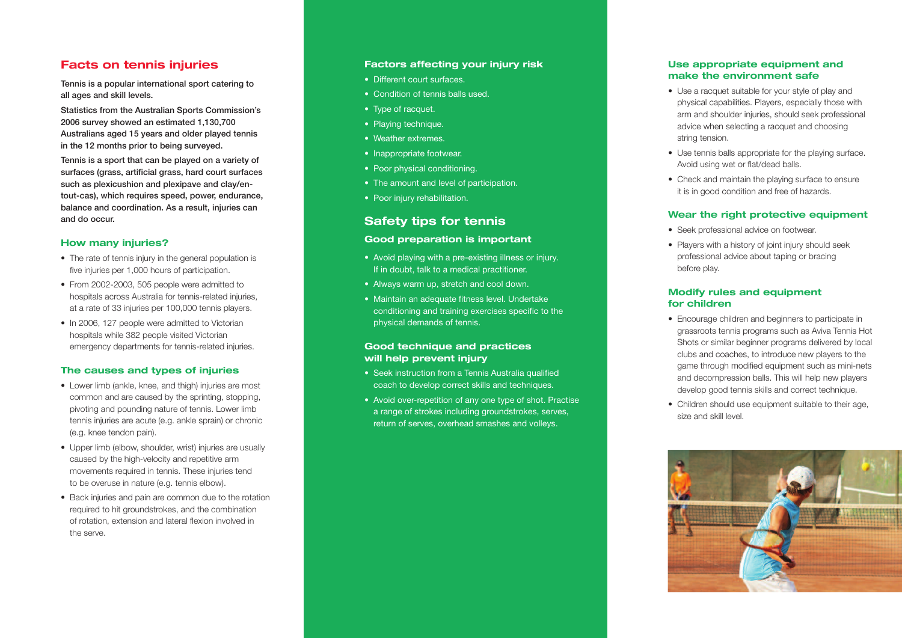## Facts on tennis injuries

**Tennis is a popular international sport catering to all ages and skill levels.**

**Statistics from the Australian Sports Commission's 2006 survey showed an estimated 1,130,700 Australians aged 15 years and older played tennis in the 12 months prior to being surveyed.**

**Tennis is a sport that can be played on a variety of surfaces (grass, artificial grass, hard court surfaces such as plexicushion and plexipave and clay/en-tout-cas), which requires speed, power, endurance, balance and coordination. As a result, injuries can and do occur.**

### How many injuries?

- The rate of tennis injury in the general population is five injuries per 1,000 hours of participation.
- From 2002-2003, 505 people were admitted to hospitals across Australia for tennis-related injuries, at a rate of 33 injuries per 100,000 tennis players.
- In 2006, 127 people were admitted to Victorian hospitals while 382 people visited Victorian emergency departments for tennis-related injuries.

### The causes and types of injuries

- Lower limb (ankle, knee, and thigh) injuries are most common and are caused by the sprinting, stopping, pivoting and pounding nature of tennis. Lower limb tennis injuries are acute (e.g. ankle sprain) or chronic (e.g. knee tendon pain).
- Upper limb (elbow, shoulder, wrist) injuries are usually caused by the high-velocity and repetitive arm movements required in tennis. These injuries tend to be overuse in nature (e.g. tennis elbow).
- Back injuries and pain are common due to the rotation required to hit groundstrokes, and the combination of rotation, extension and lateral flexion involved in the serve.

### Factors affecting your injury risk

- Different court surfaces.
- Condition of tennis balls used.
- Type of racquet.
- Playing technique.
- Weather extremes.
- Inappropriate footwear.
- Poor physical conditioning.
- The amount and level of participation.
- Poor injury rehabilitation.

## Safety tips for tennis

### Good preparation is important

- Avoid playing with a pre-existing illness or injury. If in doubt, talk to a medical practitioner.
- Always warm up, stretch and cool down.
- Maintain an adequate fitness level. Undertake conditioning and training exercises specific to the physical demands of tennis.

### Good technique and practices will help prevent injury

- Seek instruction from a Tennis Australia qualified coach to develop correct skills and techniques.
- Avoid over-repetition of any one type of shot. Practise a range of strokes including groundstrokes, serves, return of serves, overhead smashes and volleys.

### Use appropriate equipment and make the environment safe

- Use a racquet suitable for your style of play and physical capabilities. Players, especially those with arm and shoulder injuries, should seek professional advice when selecting a racquet and choosing string tension.
- Use tennis balls appropriate for the playing surface. Avoid using wet or flat/dead balls.
- Check and maintain the playing surface to ensure it is in good condition and free of hazards.

### Wear the right protective equipment

- Seek professional advice on footwear.
- Players with a history of joint injury should seek professional advice about taping or bracing before play.

### Modify rules and equipment for children

- Encourage children and beginners to participate in grassroots tennis programs such as Aviva Tennis Hot Shots or similar beginner programs delivered by local clubs and coaches, to introduce new players to the game through modified equipment such as mini-nets and decompression balls. This will help new players develop good tennis skills and correct technique.
- Children should use equipment suitable to their age, size and skill level.